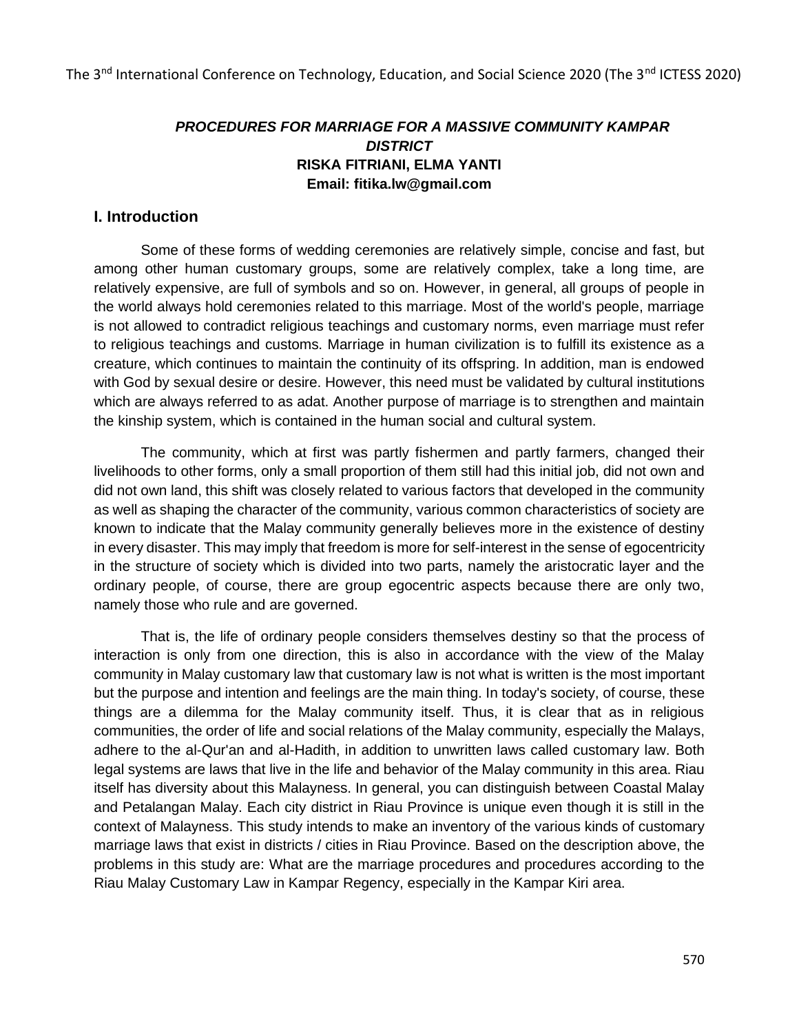# *PROCEDURES FOR MARRIAGE FOR A MASSIVE COMMUNITY KAMPAR DISTRICT*

**RISKA FITRIANI, ELMA YANTI**

**Email: fitika.lw@gmail.com**

## I. Introduction

Some of these forms of wedding ceremonies are relatively simple, concise and fast, but among other human customary groups, some are relatively complex, take a long time, are relatively expensive, are full of symbols and so on. However, in general, all groups of people in the world always hold ceremonies related to this marriage. Most of the world's people, marriage is not allowed to contradict religious teachings and customary norms, even marriage must refer to religious teachings and customs. Marriage in human civilization is to fulfill its existence as a creature, which continues to maintain the continuity of its offspring. In addition, man is endowed with God by sexual desire or desire. However, this need must be validated by cultural institutions which are always referred to as adat. Another purpose of marriage is to strengthen and maintain the kinship system, which is contained in the human social and cultural system.

The community, which at first was partly fishermen and partly farmers, changed their livelihoods to other forms, only a small proportion of them still had this initial job, did not own and did not own land, this shift was closely related to various factors that developed in the community as well as shaping the character of the community, various common characteristics of society are known to indicate that the Malay community generally believes more in the existence of destiny in every disaster. This may imply that freedom is more for self-interest in the sense of egocentricity in the structure of society which is divided into two parts, namely the aristocratic layer and the ordinary people, of course, there are group egocentric aspects because there are only two, namely those who rule and are governed.

That is, the life of ordinary people considers themselves destiny so that the process of interaction is only from one direction, this is also in accordance with the view of the Malay community in Malay customary law that customary law is not what is written is the most important but the purpose and intention and feelings are the main thing. In today's society, of course, these things are a dilemma for the Malay community itself. Thus, it is clear that as in religious communities, the order of life and social relations of the Malay community, especially the Malays, adhere to the al-Qur'an and al-Hadith, in addition to unwritten laws called customary law. Both legal systems are laws that live in the life and behavior of the Malay community in this area. Riau itself has diversity about this Malayness. In general, you can distinguish between Coastal Malay and Petalangan Malay. Each city district in Riau Province is unique even though it is still in the context of Malayness. This study intends to make an inventory of the various kinds of customary marriage laws that exist in districts / cities in Riau Province. Based on the description above, the problems in this study are: What are the marriage procedures and procedures according to the Riau Malay Customary Law in Kampar Regency, especially in the Kampar Kiri area.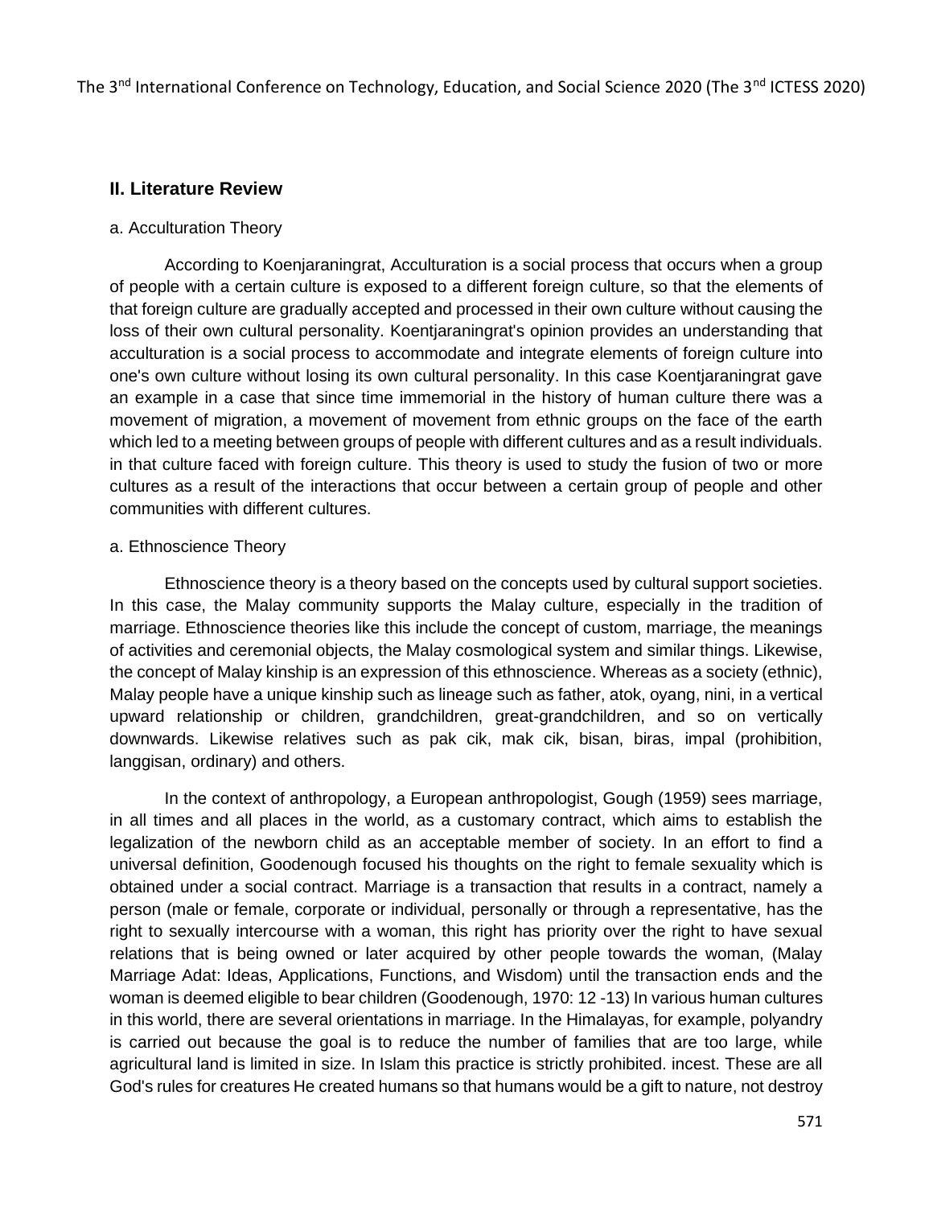## II. Literature Review

a. Acculturation Theory

According to Koenjaraningrat, Acculturation is a social process that occurs when a group of people with a certain culture is exposed to a different foreign culture, so that the elements of that foreign culture are gradually accepted and processed in their own culture without causing the loss of their own cultural personality. Koentjaraningrat's opinion provides an understanding that acculturation is a social process to accommodate and integrate elements of foreign culture into one's own culture without losing its own cultural personality. In this case Koentjaraningrat gave an example in a case that since time immemorial in the history of human culture there was a movement of migration, a movement of movement from ethnic groups on the face of the earth which led to a meeting between groups of people with different cultures and as a result individuals. in that culture faced with foreign culture. This theory is used to study the fusion of two or more cultures as a result of the interactions that occur between a certain group of people and other communities with different cultures.

a. Ethnoscience Theory

Ethnoscience theory is a theory based on the concepts used by cultural support societies. In this case, the Malay community supports the Malay culture, especially in the tradition of marriage. Ethnoscience theories like this include the concept of custom, marriage, the meanings of activities and ceremonial objects, the Malay cosmological system and similar things. Likewise, the concept of Malay kinship is an expression of this ethnoscience. Whereas as a society (ethnic), Malay people have a unique kinship such as lineage such as father, atok, oyang, nini, in a vertical upward relationship or children, grandchildren, great-grandchildren, and so on vertically downwards. Likewise relatives such as pak cik, mak cik, bisan, biras, impal (prohibition, langgisan, ordinary) and others.

In the context of anthropology, a European anthropologist, Gough (1959) sees marriage, in all times and all places in the world, as a customary contract, which aims to establish the legalization of the newborn child as an acceptable member of society. In an effort to find a universal definition, Goodenough focused his thoughts on the right to female sexuality which is obtained under a social contract. Marriage is a transaction that results in a contract, namely a person (male or female, corporate or individual, personally or through a representative, has the right to sexually intercourse with a woman, this right has priority over the right to have sexual relations that is being owned or later acquired by other people towards the woman, (Malay Marriage Adat: Ideas, Applications, Functions, and Wisdom) until the transaction ends and the woman is deemed eligible to bear children (Goodenough, 1970: 12 -13) In various human cultures in this world, there are several orientations in marriage. In the Himalayas, for example, polyandry is carried out because the goal is to reduce the number of families that are too large, while agricultural land is limited in size. In Islam this practice is strictly prohibited. incest. These are all God's rules for creatures He created humans so that humans would be a gift to nature, not destroy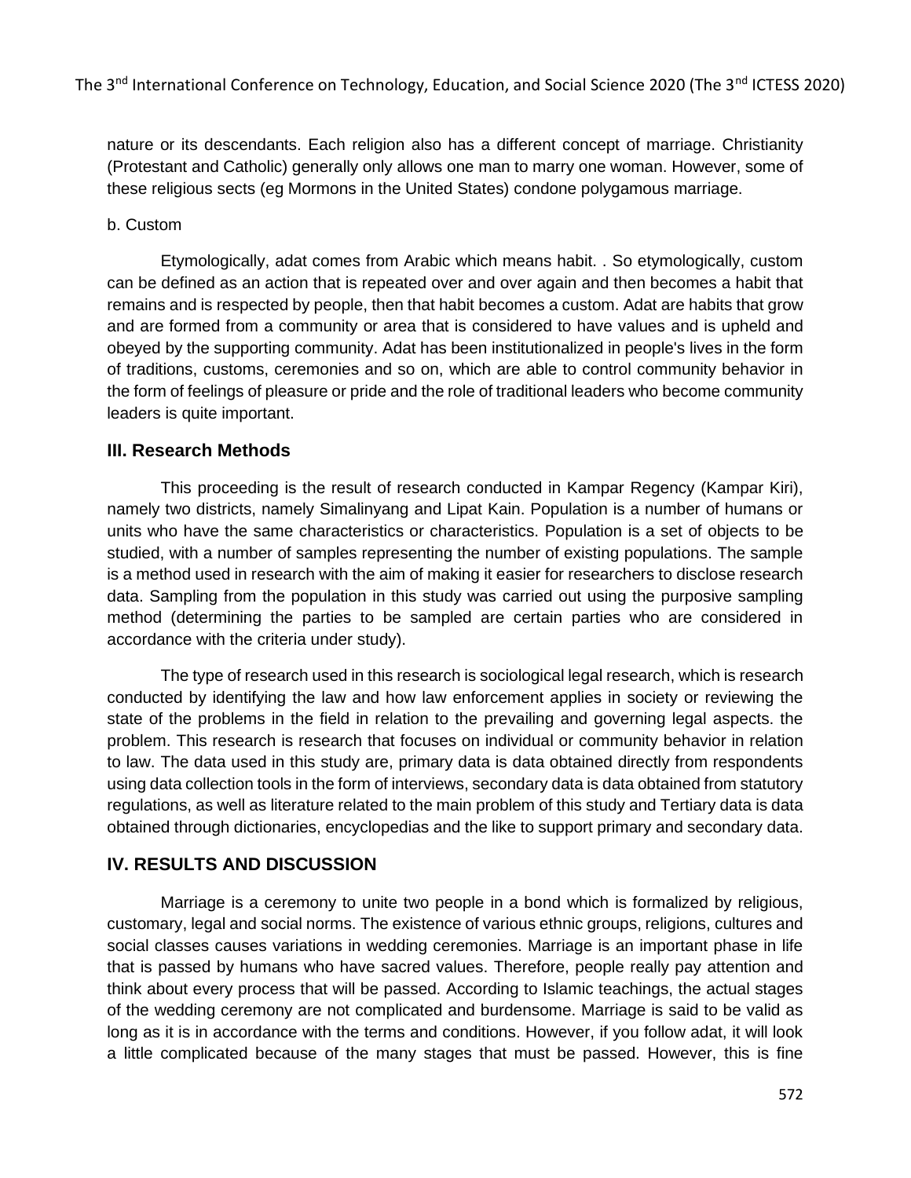nature or its descendants. Each religion also has a different concept of marriage. Christianity (Protestant and Catholic) generally only allows one man to marry one woman. However, some of these religious sects (eg Mormons in the United States) condone polygamous marriage.

b. Custom

Etymologically, adat comes from Arabic which means habit. . So etymologically, custom can be defined as an action that is repeated over and over again and then becomes a habit that remains and is respected by people, then that habit becomes a custom. Adat are habits that grow and are formed from a community or area that is considered to have values and is upheld and obeyed by the supporting community. Adat has been institutionalized in people's lives in the form of traditions, customs, ceremonies and so on, which are able to control community behavior in the form of feelings of pleasure or pride and the role of traditional leaders who become community leaders is quite important.

## III. Research Methods

This proceeding is the result of research conducted in Kampar Regency (Kampar Kiri), namely two districts, namely Simalinyang and Lipat Kain. Population is a number of humans or units who have the same characteristics or characteristics. Population is a set of objects to be studied, with a number of samples representing the number of existing populations. The sample is a method used in research with the aim of making it easier for researchers to disclose research data. Sampling from the population in this study was carried out using the purposive sampling method (determining the parties to be sampled are certain parties who are considered in accordance with the criteria under study).

The type of research used in this research is sociological legal research, which is research conducted by identifying the law and how law enforcement applies in society or reviewing the state of the problems in the field in relation to the prevailing and governing legal aspects. the problem. This research is research that focuses on individual or community behavior in relation to law. The data used in this study are, primary data is data obtained directly from respondents using data collection tools in the form of interviews, secondary data is data obtained from statutory regulations, as well as literature related to the main problem of this study and Tertiary data is data obtained through dictionaries, encyclopedias and the like to support primary and secondary data.

## IV. RESULTS AND DISCUSSION

Marriage is a ceremony to unite two people in a bond which is formalized by religious, customary, legal and social norms. The existence of various ethnic groups, religions, cultures and social classes causes variations in wedding ceremonies. Marriage is an important phase in life that is passed by humans who have sacred values. Therefore, people really pay attention and think about every process that will be passed. According to Islamic teachings, the actual stages of the wedding ceremony are not complicated and burdensome. Marriage is said to be valid as long as it is in accordance with the terms and conditions. However, if you follow adat, it will look a little complicated because of the many stages that must be passed. However, this is fine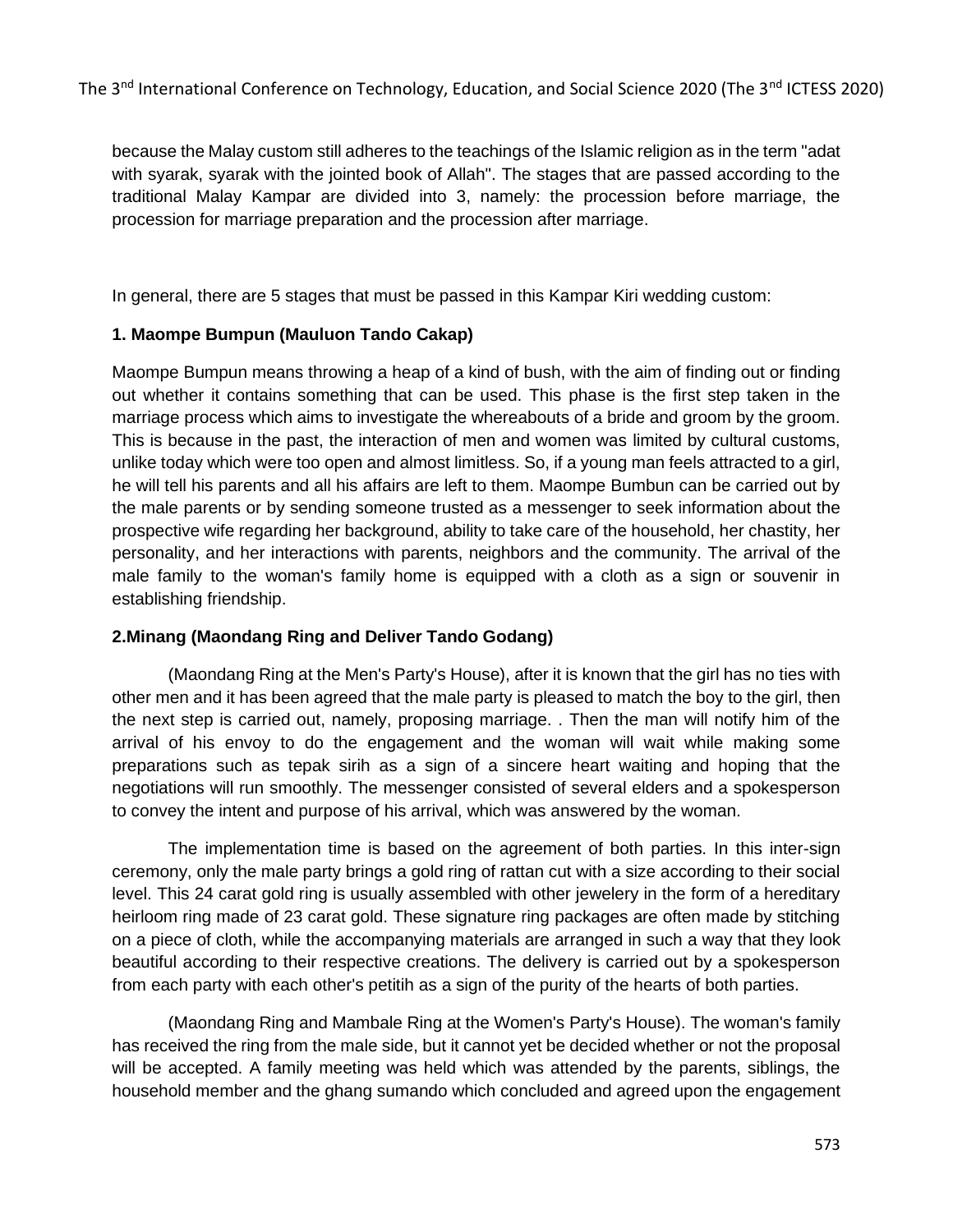because the Malay custom still adheres to the teachings of the Islamic religion as in the term "adat with syarak, syarak with the jointed book of Allah". The stages that are passed according to the traditional Malay Kampar are divided into 3, namely: the procession before marriage, the procession for marriage preparation and the procession after marriage.

In general, there are 5 stages that must be passed in this Kampar Kiri wedding custom:

**1. Maompe Bumpun (Mauluon Tando Cakap)**

Maompe Bumpun means throwing a heap of a kind of bush, with the aim of finding out or finding out whether it contains something that can be used. This phase is the first step taken in the marriage process which aims to investigate the whereabouts of a bride and groom by the groom. This is because in the past, the interaction of men and women was limited by cultural customs, unlike today which were too open and almost limitless. So, if a young man feels attracted to a girl, he will tell his parents and all his affairs are left to them. Maompe Bumbun can be carried out by the male parents or by sending someone trusted as a messenger to seek information about the prospective wife regarding her background, ability to take care of the household, her chastity, her personality, and her interactions with parents, neighbors and the community. The arrival of the male family to the woman's family home is equipped with a cloth as a sign or souvenir in establishing friendship.

**2.Minang (Maondang Ring and Deliver Tando Godang)**

(Maondang Ring at the Men's Party's House), after it is known that the girl has no ties with other men and it has been agreed that the male party is pleased to match the boy to the girl, then the next step is carried out, namely, proposing marriage. . Then the man will notify him of the arrival of his envoy to do the engagement and the woman will wait while making some preparations such as tepak sirih as a sign of a sincere heart waiting and hoping that the negotiations will run smoothly. The messenger consisted of several elders and a spokesperson to convey the intent and purpose of his arrival, which was answered by the woman.

The implementation time is based on the agreement of both parties. In this inter-sign ceremony, only the male party brings a gold ring of rattan cut with a size according to their social level. This 24 carat gold ring is usually assembled with other jewelery in the form of a hereditary heirloom ring made of 23 carat gold. These signature ring packages are often made by stitching on a piece of cloth, while the accompanying materials are arranged in such a way that they look beautiful according to their respective creations. The delivery is carried out by a spokesperson from each party with each other's petitih as a sign of the purity of the hearts of both parties.

(Maondang Ring and Mambale Ring at the Women's Party's House). The woman's family has received the ring from the male side, but it cannot yet be decided whether or not the proposal will be accepted. A family meeting was held which was attended by the parents, siblings, the household member and the ghang sumando which concluded and agreed upon the engagement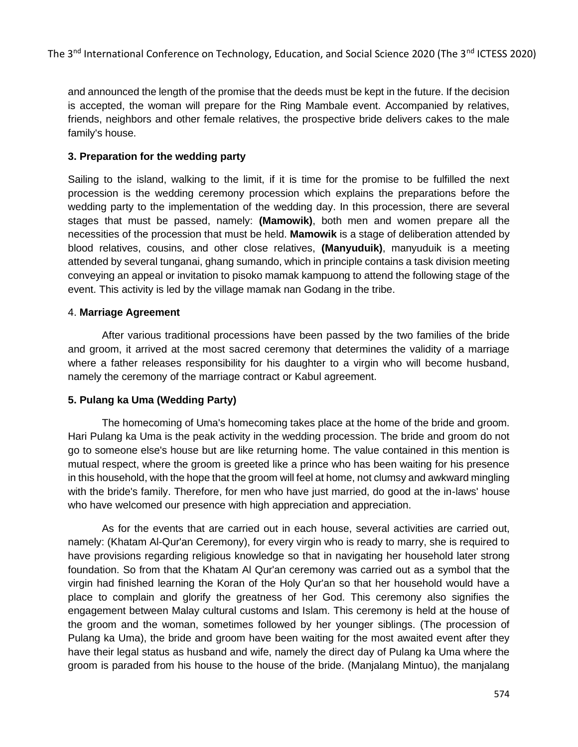and announced the length of the promise that the deeds must be kept in the future. If the decision is accepted, the woman will prepare for the Ring Mambale event. Accompanied by relatives, friends, neighbors and other female relatives, the prospective bride delivers cakes to the male family's house.

**3. Preparation for the wedding party**

Sailing to the island, walking to the limit, if it is time for the promise to be fulfilled the next procession is the wedding ceremony procession which explains the preparations before the wedding party to the implementation of the wedding day. In this procession, there are several stages that must be passed, namely: **(Mamowik)**, both men and women prepare all the necessities of the procession that must be held. **Mamowik** is a stage of deliberation attended by blood relatives, cousins, and other close relatives, **(Manyuduik)**, manyuduik is a meeting attended by several tunganai, ghang sumando, which in principle contains a task division meeting conveying an appeal or invitation to pisoko mamak kampuong to attend the following stage of the event. This activity is led by the village mamak nan Godang in the tribe.

4. **Marriage Agreement**

After various traditional processions have been passed by the two families of the bride and groom, it arrived at the most sacred ceremony that determines the validity of a marriage where a father releases responsibility for his daughter to a virgin who will become husband, namely the ceremony of the marriage contract or Kabul agreement.

**5. Pulang ka Uma (Wedding Party)**

The homecoming of Uma's homecoming takes place at the home of the bride and groom. Hari Pulang ka Uma is the peak activity in the wedding procession. The bride and groom do not go to someone else's house but are like returning home. The value contained in this mention is mutual respect, where the groom is greeted like a prince who has been waiting for his presence in this household, with the hope that the groom will feel at home, not clumsy and awkward mingling with the bride's family. Therefore, for men who have just married, do good at the in-laws' house who have welcomed our presence with high appreciation and appreciation.

As for the events that are carried out in each house, several activities are carried out, namely: (Khatam Al-Qur'an Ceremony), for every virgin who is ready to marry, she is required to have provisions regarding religious knowledge so that in navigating her household later strong foundation. So from that the Khatam Al Qur'an ceremony was carried out as a symbol that the virgin had finished learning the Koran of the Holy Qur'an so that her household would have a place to complain and glorify the greatness of her God. This ceremony also signifies the engagement between Malay cultural customs and Islam. This ceremony is held at the house of the groom and the woman, sometimes followed by her younger siblings. (The procession of Pulang ka Uma), the bride and groom have been waiting for the most awaited event after they have their legal status as husband and wife, namely the direct day of Pulang ka Uma where the groom is paraded from his house to the house of the bride. (Manjalang Mintuo), the manjalang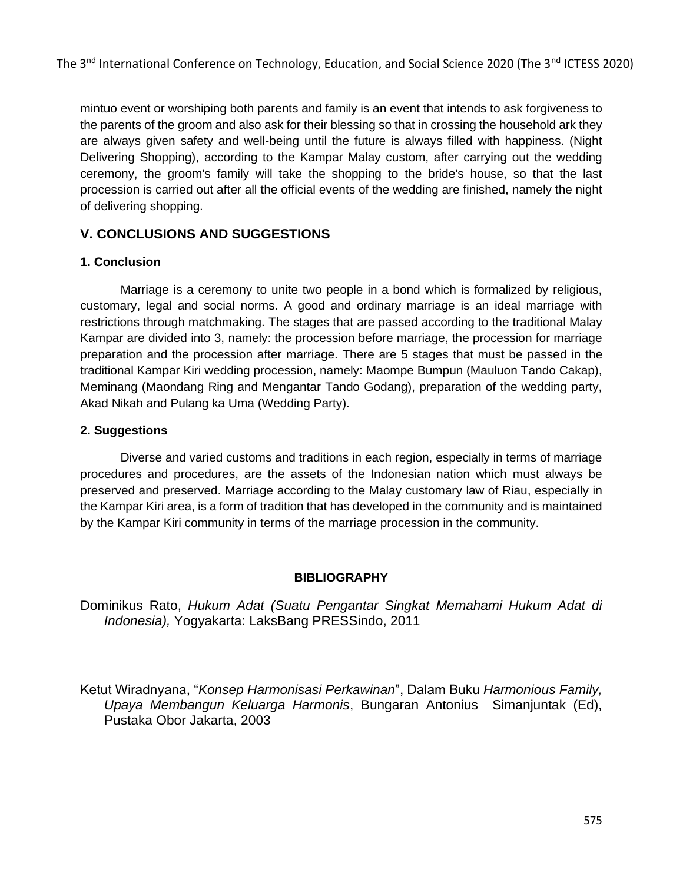mintuo event or worshiping both parents and family is an event that intends to ask forgiveness to the parents of the groom and also ask for their blessing so that in crossing the household ark they are always given safety and well-being until the future is always filled with happiness. (Night Delivering Shopping), according to the Kampar Malay custom, after carrying out the wedding ceremony, the groom's family will take the shopping to the bride's house, so that the last procession is carried out after all the official events of the wedding are finished, namely the night of delivering shopping.

## V. CONCLUSIONS AND SUGGESTIONS

### 1. Conclusion

Marriage is a ceremony to unite two people in a bond which is formalized by religious, customary, legal and social norms. A good and ordinary marriage is an ideal marriage with restrictions through matchmaking. The stages that are passed according to the traditional Malay Kampar are divided into 3, namely: the procession before marriage, the procession for marriage preparation and the procession after marriage. There are 5 stages that must be passed in the traditional Kampar Kiri wedding procession, namely: Maompe Bumpun (Mauluon Tando Cakap), Meminang (Maondang Ring and Mengantar Tando Godang), preparation of the wedding party, Akad Nikah and Pulang ka Uma (Wedding Party).

### 2. Suggestions

Diverse and varied customs and traditions in each region, especially in terms of marriage procedures and procedures, are the assets of the Indonesian nation which must always be preserved and preserved. Marriage according to the Malay customary law of Riau, especially in the Kampar Kiri area, is a form of tradition that has developed in the community and is maintained by the Kampar Kiri community in terms of the marriage procession in the community.

## BIBLIOGRAPHY

Dominikus Rato, *Hukum Adat (Suatu Pengantar Singkat Memahami Hukum Adat di Indonesia),* Yogyakarta: LaksBang PRESSindo, 2011

Ketut Wiradnyana, "*Konsep Harmonisasi Perkawinan*", Dalam Buku *Harmonious Family, Upaya Membangun Keluarga Harmonis*, Bungaran Antonius Simanjuntak (Ed), Pustaka Obor Jakarta, 2003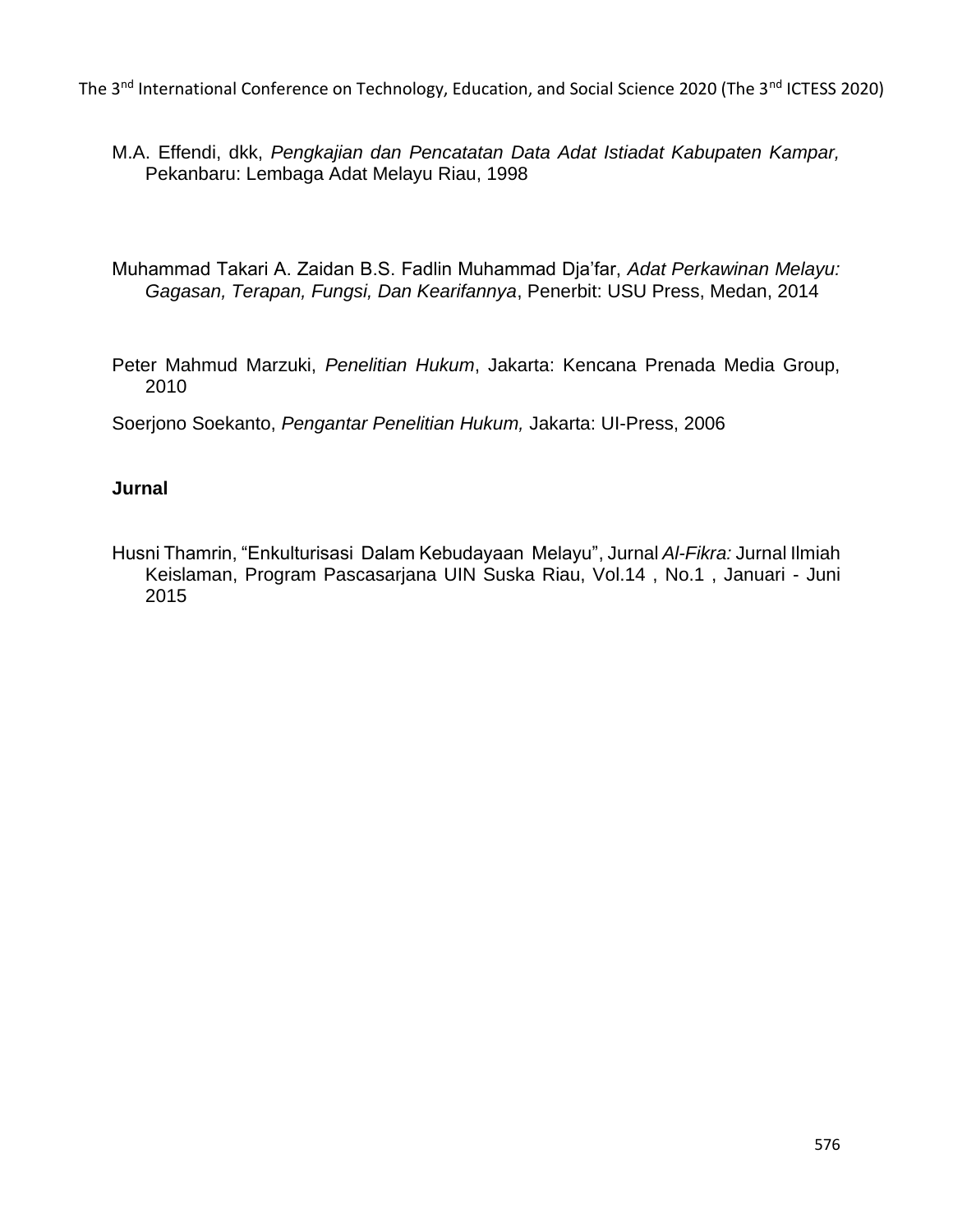M.A. Effendi, dkk, *Pengkajian dan Pencatatan Data Adat Istiadat Kabupaten Kampar,* Pekanbaru: Lembaga Adat Melayu Riau, 1998

Muhammad Takari A. Zaidan B.S. Fadlin Muhammad Dja'far, *Adat Perkawinan Melayu: Gagasan, Terapan, Fungsi, Dan Kearifannya*, Penerbit: USU Press, Medan, 2014

Peter Mahmud Marzuki, *Penelitian Hukum*, Jakarta: Kencana Prenada Media Group, 2010

Soerjono Soekanto, *Pengantar Penelitian Hukum,* Jakarta: UI-Press, 2006

**Jurnal**

Husni Thamrin, "Enkulturisasi Dalam Kebudayaan Melayu", Jurnal *Al-Fikra:* Jurnal Ilmiah Keislaman, Program Pascasarjana UIN Suska Riau, Vol.14 , No.1 , Januari - Juni 2015